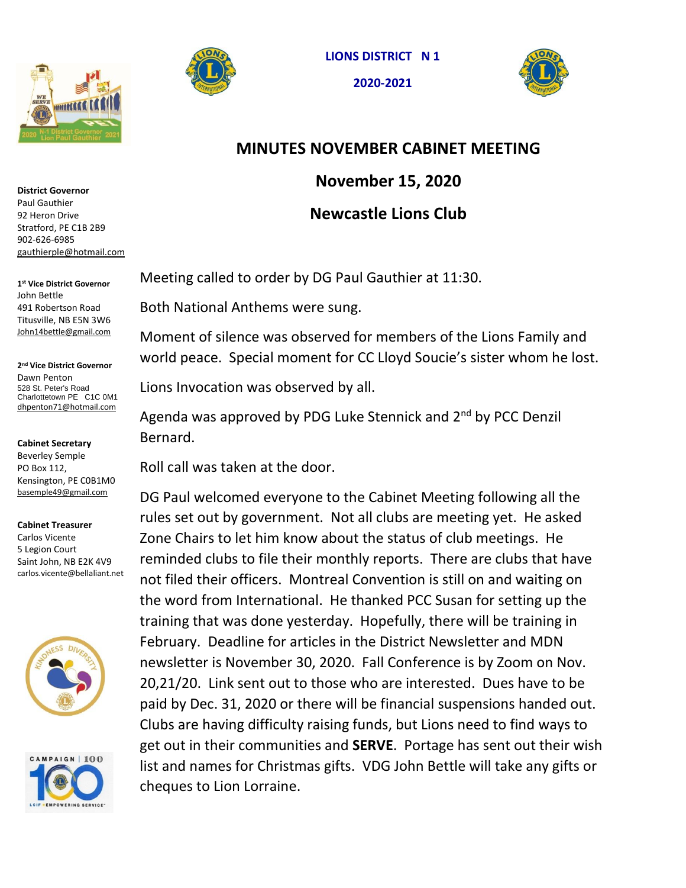# LIONS DISTRICT N 1

## 2020-2021

# MINUTES NOVEMBER CABINET MEETING

## November 15, 2020

## Newcastle Lions Club

**District Governor**
Paul Gauthier
92 Heron Drive
Stratford, PE C1B 2B9
902-626-6985
gauthierple@hotmail.com

**1st Vice District Governor**
John Bettle
491 Robertson Road
Titusville, NB E5N 3W6
John14bettle@gmail.com

**2nd Vice District Governor**
Dawn Penton
528 St. Peter's Road
Charlottetown PE C1C 0M1
dhpenton71@hotmail.com

**Cabinet Secretary**
Beverley Semple
PO Box 112,
Kensington, PE C0B1M0
basemple49@gmail.com

**Cabinet Treasurer**
Carlos Vicente
5 Legion Court
Saint John, NB E2K 4V9
carlos.vicente@bellaliant.net

Meeting called to order by DG Paul Gauthier at 11:30.

Both National Anthems were sung.

Moment of silence was observed for members of the Lions Family and world peace. Special moment for CC Lloyd Soucie's sister whom he lost.

Lions Invocation was observed by all.

Agenda was approved by PDG Luke Stennick and 2nd by PCC Denzil Bernard.

Roll call was taken at the door.

DG Paul welcomed everyone to the Cabinet Meeting following all the rules set out by government. Not all clubs are meeting yet. He asked Zone Chairs to let him know about the status of club meetings. He reminded clubs to file their monthly reports. There are clubs that have not filed their officers. Montreal Convention is still on and waiting on the word from International. He thanked PCC Susan for setting up the training that was done yesterday. Hopefully, there will be training in February. Deadline for articles in the District Newsletter and MDN newsletter is November 30, 2020. Fall Conference is by Zoom on Nov. 20,21/20. Link sent out to those who are interested. Dues have to be paid by Dec. 31, 2020 or there will be financial suspensions handed out. Clubs are having difficulty raising funds, but Lions need to find ways to get out in their communities and **SERVE**. Portage has sent out their wish list and names for Christmas gifts. VDG John Bettle will take any gifts or cheques to Lion Lorraine.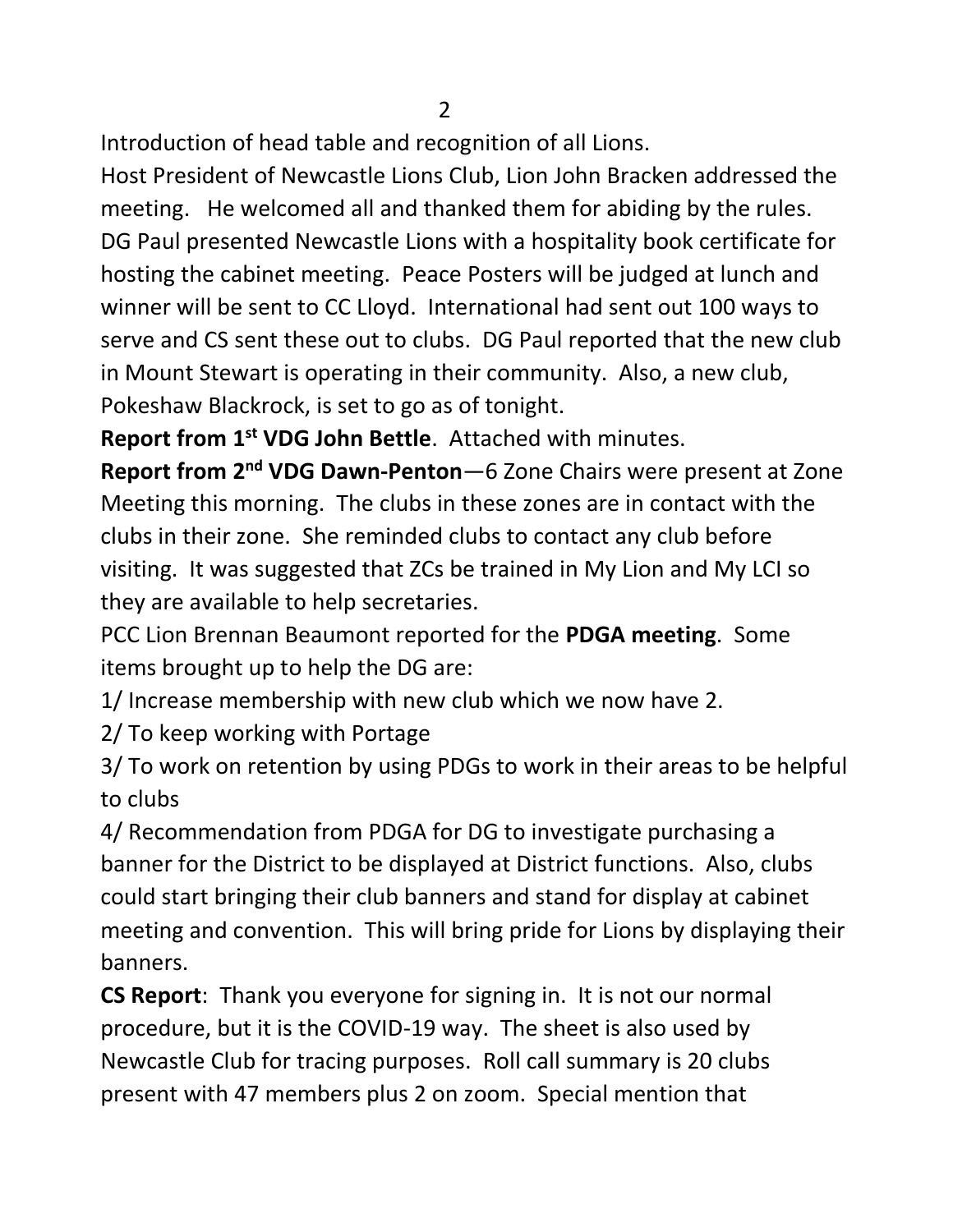Introduction of head table and recognition of all Lions.

Host President of Newcastle Lions Club, Lion John Bracken addressed the meeting.   He welcomed all and thanked them for abiding by the rules. DG Paul presented Newcastle Lions with a hospitality book certificate for hosting the cabinet meeting.  Peace Posters will be judged at lunch and winner will be sent to CC Lloyd.  International had sent out 100 ways to serve and CS sent these out to clubs.  DG Paul reported that the new club in Mount Stewart is operating in their community.  Also, a new club, Pokeshaw Blackrock, is set to go as of tonight.

**Report from 1st VDG John Bettle**.  Attached with minutes.

**Report from 2nd VDG Dawn-Penton**—6 Zone Chairs were present at Zone Meeting this morning.  The clubs in these zones are in contact with the clubs in their zone.  She reminded clubs to contact any club before visiting.  It was suggested that ZCs be trained in My Lion and My LCI so they are available to help secretaries.

PCC Lion Brennan Beaumont reported for the **PDGA meeting**.  Some items brought up to help the DG are:

1/ Increase membership with new club which we now have 2.

2/ To keep working with Portage

3/ To work on retention by using PDGs to work in their areas to be helpful to clubs

4/ Recommendation from PDGA for DG to investigate purchasing a banner for the District to be displayed at District functions.  Also, clubs could start bringing their club banners and stand for display at cabinet meeting and convention.  This will bring pride for Lions by displaying their banners.

**CS Report**:  Thank you everyone for signing in.  It is not our normal procedure, but it is the COVID-19 way.  The sheet is also used by Newcastle Club for tracing purposes.  Roll call summary is 20 clubs present with 47 members plus 2 on zoom.  Special mention that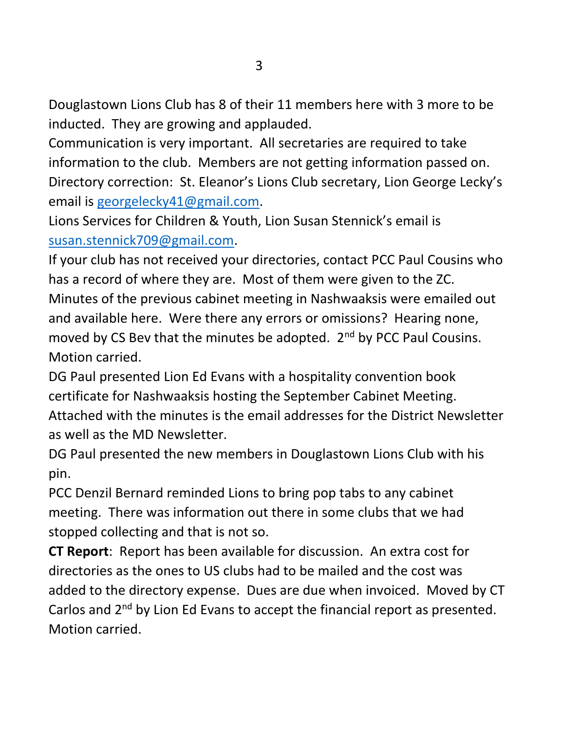Douglastown Lions Club has 8 of their 11 members here with 3 more to be inducted. They are growing and applauded.

Communication is very important. All secretaries are required to take information to the club. Members are not getting information passed on.

Directory correction: St. Eleanor's Lions Club secretary, Lion George Lecky's email is georgelecky41@gmail.com.

Lions Services for Children & Youth, Lion Susan Stennick's email is susan.stennick709@gmail.com.

If your club has not received your directories, contact PCC Paul Cousins who has a record of where they are. Most of them were given to the ZC.

Minutes of the previous cabinet meeting in Nashwaaksis were emailed out and available here. Were there any errors or omissions? Hearing none, moved by CS Bev that the minutes be adopted. 2nd by PCC Paul Cousins. Motion carried.

DG Paul presented Lion Ed Evans with a hospitality convention book certificate for Nashwaaksis hosting the September Cabinet Meeting.

Attached with the minutes is the email addresses for the District Newsletter as well as the MD Newsletter.

DG Paul presented the new members in Douglastown Lions Club with his pin.

PCC Denzil Bernard reminded Lions to bring pop tabs to any cabinet meeting. There was information out there in some clubs that we had stopped collecting and that is not so.

**CT Report**: Report has been available for discussion. An extra cost for directories as the ones to US clubs had to be mailed and the cost was added to the directory expense. Dues are due when invoiced. Moved by CT Carlos and 2nd by Lion Ed Evans to accept the financial report as presented. Motion carried.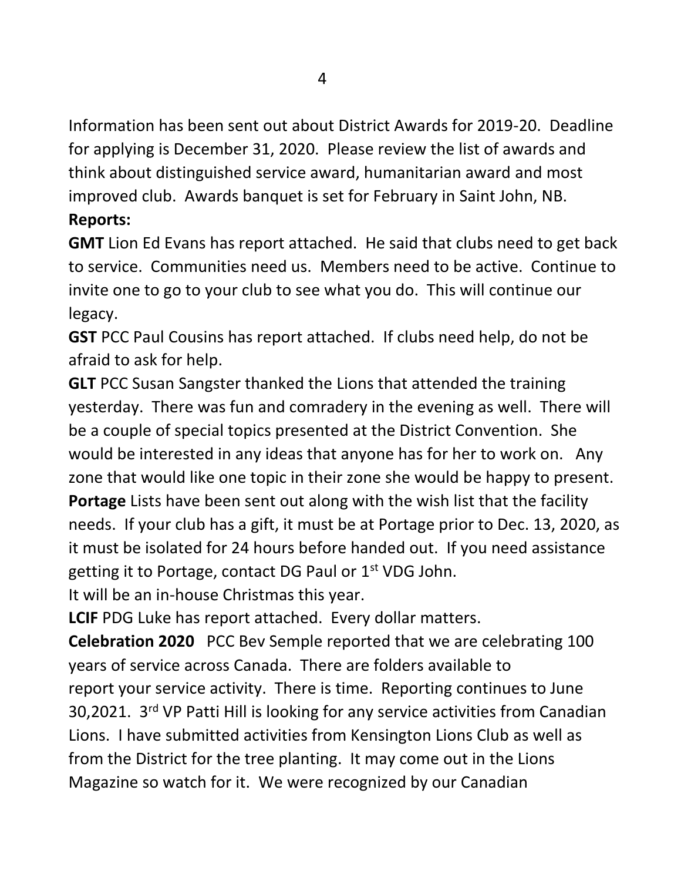Information has been sent out about District Awards for 2019-20. Deadline for applying is December 31, 2020. Please review the list of awards and think about distinguished service award, humanitarian award and most improved club. Awards banquet is set for February in Saint John, NB.

**Reports:**

**GMT** Lion Ed Evans has report attached. He said that clubs need to get back to service. Communities need us. Members need to be active. Continue to invite one to go to your club to see what you do. This will continue our legacy.

**GST** PCC Paul Cousins has report attached. If clubs need help, do not be afraid to ask for help.

**GLT** PCC Susan Sangster thanked the Lions that attended the training yesterday. There was fun and comradery in the evening as well. There will be a couple of special topics presented at the District Convention. She would be interested in any ideas that anyone has for her to work on. Any zone that would like one topic in their zone she would be happy to present.

**Portage** Lists have been sent out along with the wish list that the facility needs. If your club has a gift, it must be at Portage prior to Dec. 13, 2020, as it must be isolated for 24 hours before handed out. If you need assistance getting it to Portage, contact DG Paul or 1st VDG John.

It will be an in-house Christmas this year.

**LCIF** PDG Luke has report attached. Every dollar matters.

**Celebration 2020** PCC Bev Semple reported that we are celebrating 100 years of service across Canada. There are folders available to report your service activity. There is time. Reporting continues to June 30,2021. 3rd VP Patti Hill is looking for any service activities from Canadian Lions. I have submitted activities from Kensington Lions Club as well as from the District for the tree planting. It may come out in the Lions Magazine so watch for it. We were recognized by our Canadian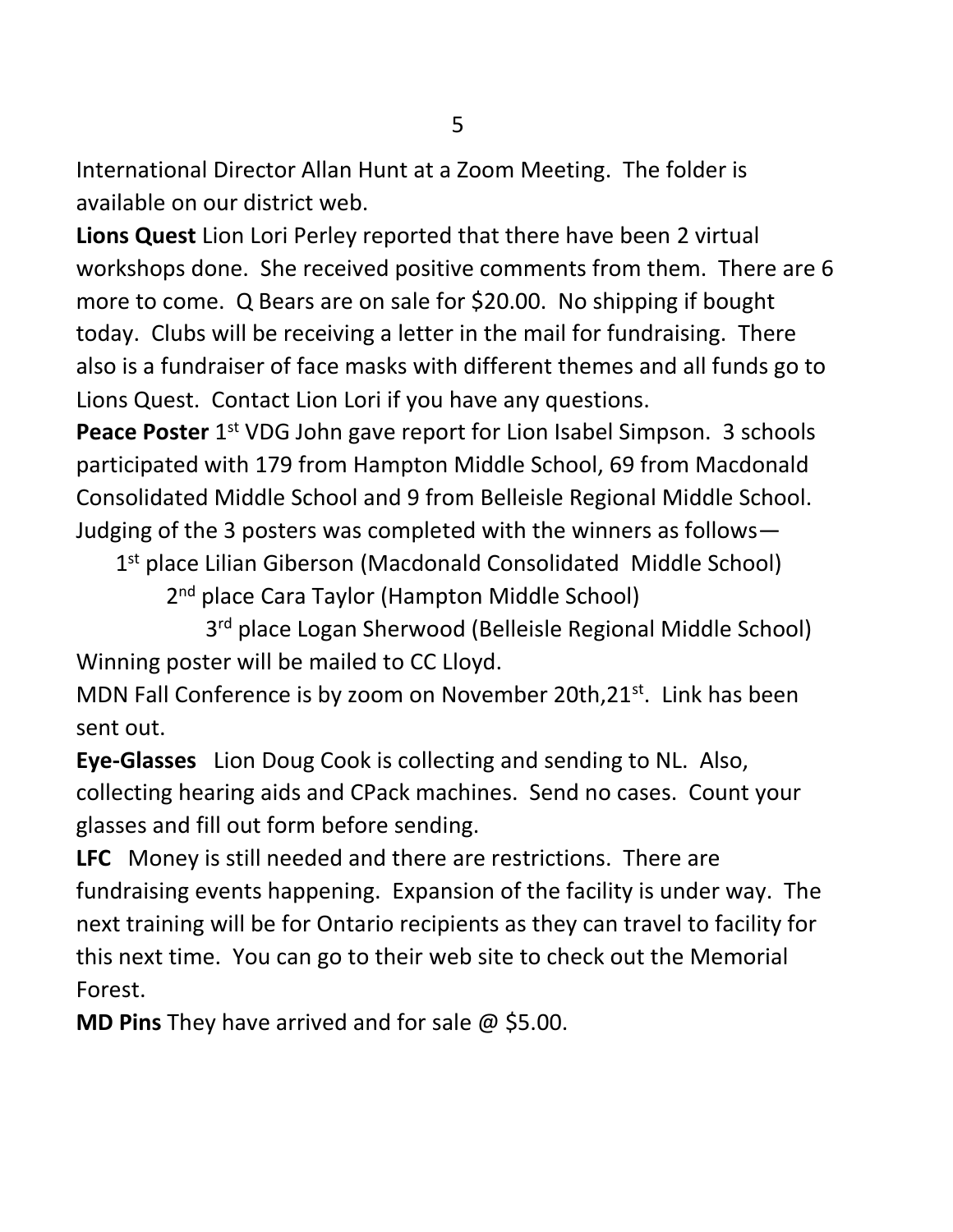International Director Allan Hunt at a Zoom Meeting. The folder is available on our district web.

**Lions Quest** Lion Lori Perley reported that there have been 2 virtual workshops done. She received positive comments from them. There are 6 more to come. Q Bears are on sale for $20.00. No shipping if bought today. Clubs will be receiving a letter in the mail for fundraising. There also is a fundraiser of face masks with different themes and all funds go to Lions Quest. Contact Lion Lori if you have any questions.

**Peace Poster** 1st VDG John gave report for Lion Isabel Simpson. 3 schools participated with 179 from Hampton Middle School, 69 from Macdonald Consolidated Middle School and 9 from Belleisle Regional Middle School. Judging of the 3 posters was completed with the winners as follows—

1st place Lilian Giberson (Macdonald Consolidated Middle School)

2nd place Cara Taylor (Hampton Middle School)

3rd place Logan Sherwood (Belleisle Regional Middle School)

Winning poster will be mailed to CC Lloyd.

MDN Fall Conference is by zoom on November 20th,21st. Link has been sent out.

**Eye-Glasses** Lion Doug Cook is collecting and sending to NL. Also, collecting hearing aids and CPack machines. Send no cases. Count your glasses and fill out form before sending.

**LFC** Money is still needed and there are restrictions. There are fundraising events happening. Expansion of the facility is under way. The next training will be for Ontario recipients as they can travel to facility for this next time. You can go to their web site to check out the Memorial Forest.

**MD Pins** They have arrived and for sale @ $5.00.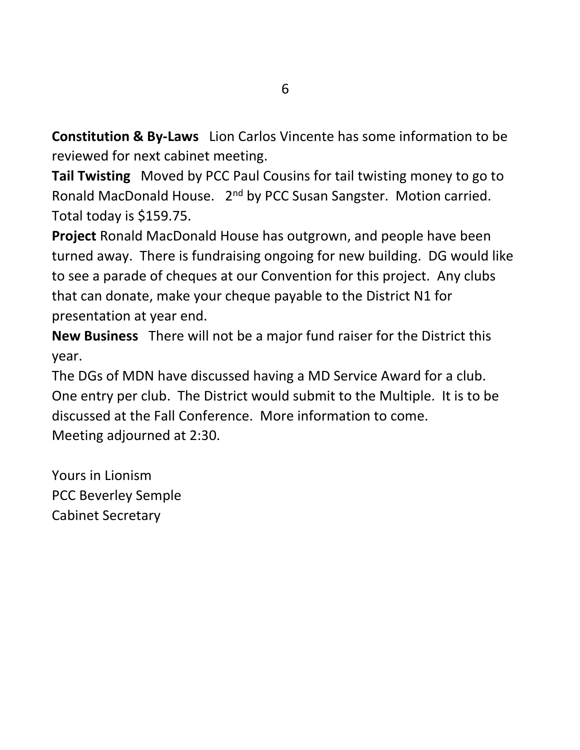**Constitution & By-Laws** Lion Carlos Vincente has some information to be reviewed for next cabinet meeting.

**Tail Twisting** Moved by PCC Paul Cousins for tail twisting money to go to Ronald MacDonald House. 2nd by PCC Susan Sangster. Motion carried. Total today is $159.75.

**Project** Ronald MacDonald House has outgrown, and people have been turned away. There is fundraising ongoing for new building. DG would like to see a parade of cheques at our Convention for this project. Any clubs that can donate, make your cheque payable to the District N1 for presentation at year end.

**New Business** There will not be a major fund raiser for the District this year.

The DGs of MDN have discussed having a MD Service Award for a club. One entry per club. The District would submit to the Multiple. It is to be discussed at the Fall Conference. More information to come.

Meeting adjourned at 2:30.

Yours in Lionism
PCC Beverley Semple
Cabinet Secretary